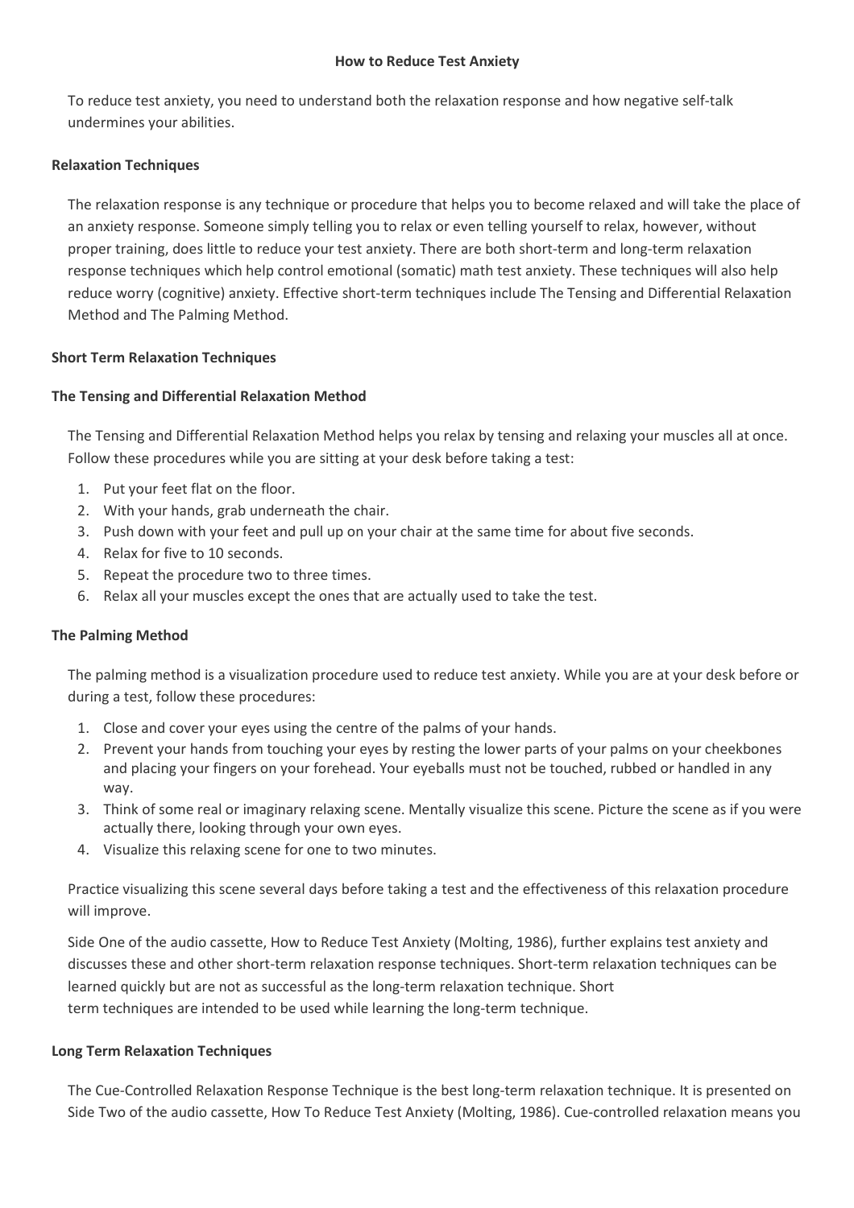# How to Reduce Test Anxiety

To reduce test anxiety, you need to understand both the relaxation response and how negative self-talk undermines your abilities.

## Relaxation Techniques

The relaxation response is any technique or procedure that helps you to become relaxed and will take the place of an anxiety response. Someone simply telling you to relax or even telling yourself to relax, however, without proper training, does little to reduce your test anxiety. There are both short-term and long-term relaxation response techniques which help control emotional (somatic) math test anxiety. These techniques will also help reduce worry (cognitive) anxiety. Effective short-term techniques include The Tensing and Differential Relaxation Method and The Palming Method.

## Short Term Relaxation Techniques

### The Tensing and Differential Relaxation Method

The Tensing and Differential Relaxation Method helps you relax by tensing and relaxing your muscles all at once. Follow these procedures while you are sitting at your desk before taking a test:

1. Put your feet flat on the floor.
2. With your hands, grab underneath the chair.
3. Push down with your feet and pull up on your chair at the same time for about five seconds.
4. Relax for five to 10 seconds.
5. Repeat the procedure two to three times.
6. Relax all your muscles except the ones that are actually used to take the test.

### The Palming Method

The palming method is a visualization procedure used to reduce test anxiety. While you are at your desk before or during a test, follow these procedures:

1. Close and cover your eyes using the centre of the palms of your hands.
2. Prevent your hands from touching your eyes by resting the lower parts of your palms on your cheekbones and placing your fingers on your forehead. Your eyeballs must not be touched, rubbed or handled in any way.
3. Think of some real or imaginary relaxing scene. Mentally visualize this scene. Picture the scene as if you were actually there, looking through your own eyes.
4. Visualize this relaxing scene for one to two minutes.

Practice visualizing this scene several days before taking a test and the effectiveness of this relaxation procedure will improve.

Side One of the audio cassette, How to Reduce Test Anxiety (Molting, 1986), further explains test anxiety and discusses these and other short-term relaxation response techniques. Short-term relaxation techniques can be learned quickly but are not as successful as the long-term relaxation technique. Short term techniques are intended to be used while learning the long-term technique.

## Long Term Relaxation Techniques

The Cue-Controlled Relaxation Response Technique is the best long-term relaxation technique. It is presented on Side Two of the audio cassette, How To Reduce Test Anxiety (Molting, 1986). Cue-controlled relaxation means you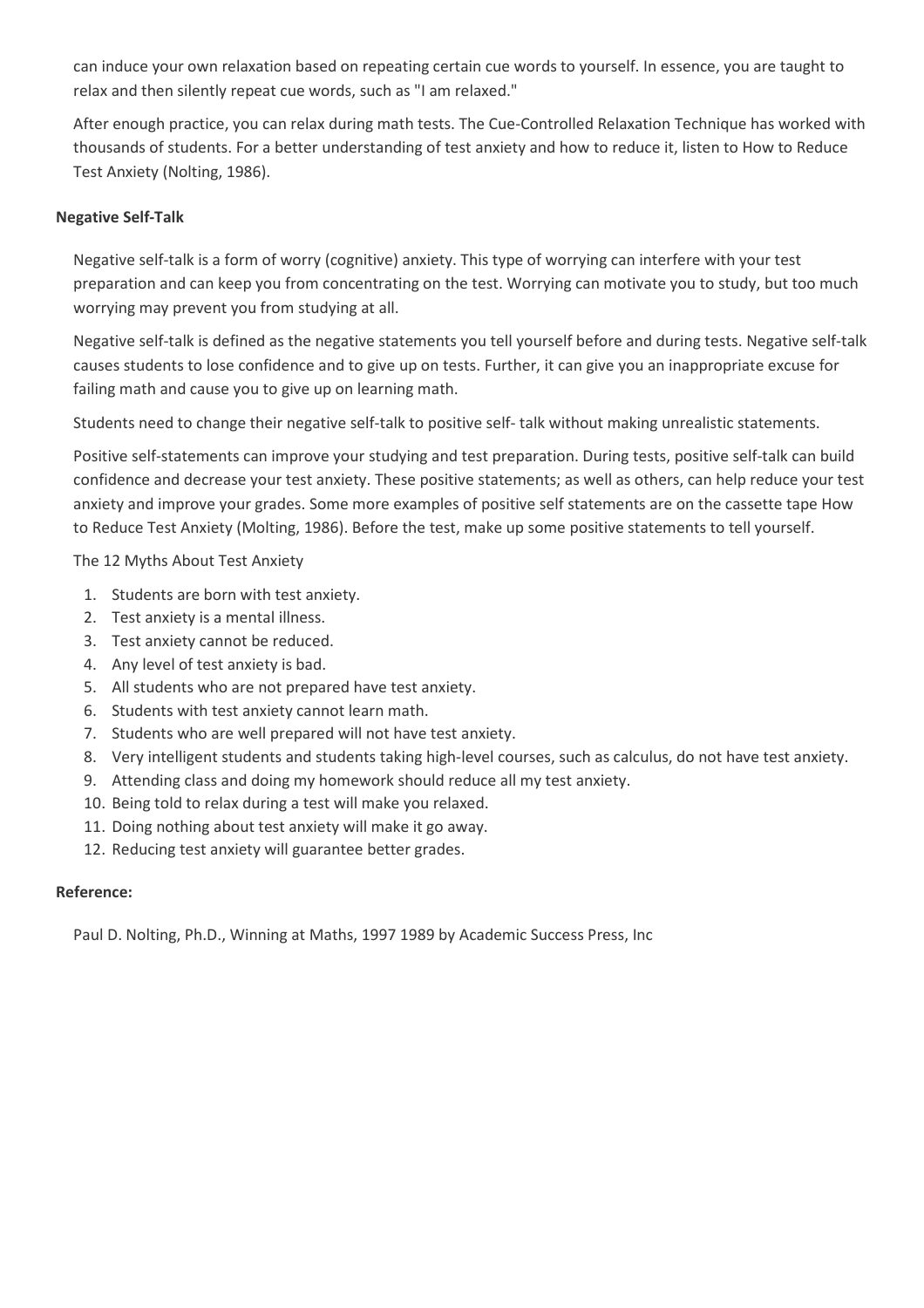can induce your own relaxation based on repeating certain cue words to yourself. In essence, you are taught to relax and then silently repeat cue words, such as "I am relaxed."

After enough practice, you can relax during math tests. The Cue-Controlled Relaxation Technique has worked with thousands of students. For a better understanding of test anxiety and how to reduce it, listen to How to Reduce Test Anxiety (Nolting, 1986).

**Negative Self-Talk**

Negative self-talk is a form of worry (cognitive) anxiety. This type of worrying can interfere with your test preparation and can keep you from concentrating on the test. Worrying can motivate you to study, but too much worrying may prevent you from studying at all.

Negative self-talk is defined as the negative statements you tell yourself before and during tests. Negative self-talk causes students to lose confidence and to give up on tests. Further, it can give you an inappropriate excuse for failing math and cause you to give up on learning math.

Students need to change their negative self-talk to positive self- talk without making unrealistic statements.

Positive self-statements can improve your studying and test preparation. During tests, positive self-talk can build confidence and decrease your test anxiety. These positive statements; as well as others, can help reduce your test anxiety and improve your grades. Some more examples of positive self statements are on the cassette tape How to Reduce Test Anxiety (Molting, 1986). Before the test, make up some positive statements to tell yourself.

The 12 Myths About Test Anxiety

1. Students are born with test anxiety.
2. Test anxiety is a mental illness.
3. Test anxiety cannot be reduced.
4. Any level of test anxiety is bad.
5. All students who are not prepared have test anxiety.
6. Students with test anxiety cannot learn math.
7. Students who are well prepared will not have test anxiety.
8. Very intelligent students and students taking high-level courses, such as calculus, do not have test anxiety.
9. Attending class and doing my homework should reduce all my test anxiety.
10. Being told to relax during a test will make you relaxed.
11. Doing nothing about test anxiety will make it go away.
12. Reducing test anxiety will guarantee better grades.

**Reference:**

Paul D. Nolting, Ph.D., Winning at Maths, 1997 1989 by Academic Success Press, Inc